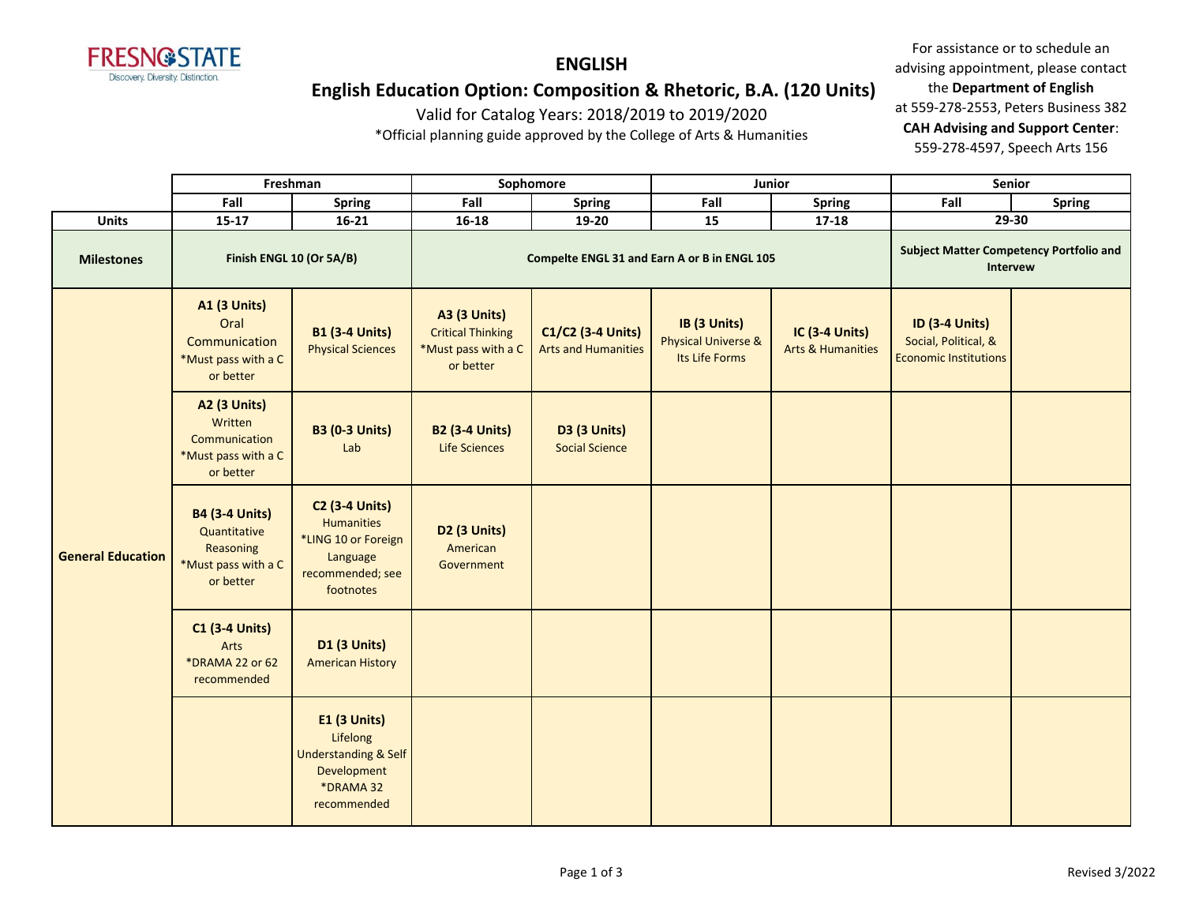FRESNO STATE
Discovery. Diversity. Distinction.

# ENGLISH

## English Education Option: Composition & Rhetoric, B.A. (120 Units)

Valid for Catalog Years: 2018/2019 to 2019/2020

*Official planning guide approved by the College of Arts & Humanities

For assistance or to schedule an advising appointment, please contact the **Department of English** at 559-278-2553, Peters Business 382

**CAH Advising and Support Center**: 559-278-4597, Speech Arts 156

| | Freshman | | Sophomore | | Junior | | Senior | |
|---|---|---|---|---|---|---|---|---|
| | Fall | Spring | Fall | Spring | Fall | Spring | Fall | Spring |
| **Units** | 15-17 | 16-21 | 16-18 | 19-20 | 15 | 17-18 | 29-30 | |
| **Milestones** | Finish ENGL 10 (Or 5A/B) | | Compelte ENGL 31 and Earn A or B in ENGL 105 | | | | Subject Matter Competency Portfolio and Intervew | |
| **General Education** | **A1 (3 Units)** Oral Communication *Must pass with a C or better | **B1 (3-4 Units)** Physical Sciences | **A3 (3 Units)** Critical Thinking *Must pass with a C or better | **C1/C2 (3-4 Units)** Arts and Humanities | **IB (3 Units)** Physical Universe & Its Life Forms | **IC (3-4 Units)** Arts & Humanities | **ID (3-4 Units)** Social, Political, & Economic Institutions | |
| | **A2 (3 Units)** Written Communication *Must pass with a C or better | **B3 (0-3 Units)** Lab | **B2 (3-4 Units)** Life Sciences | **D3 (3 Units)** Social Science | | | | |
| | **B4 (3-4 Units)** Quantitative Reasoning *Must pass with a C or better | **C2 (3-4 Units)** Humanities *LING 10 or Foreign Language recommended; see footnotes | **D2 (3 Units)** American Government | | | | | |
| | **C1 (3-4 Units)** Arts *DRAMA 22 or 62 recommended | **D1 (3 Units)** American History | | | | | | |
| | | **E1 (3 Units)** Lifelong Understanding & Self Development *DRAMA 32 recommended | | | | | | |

Revised 3/2022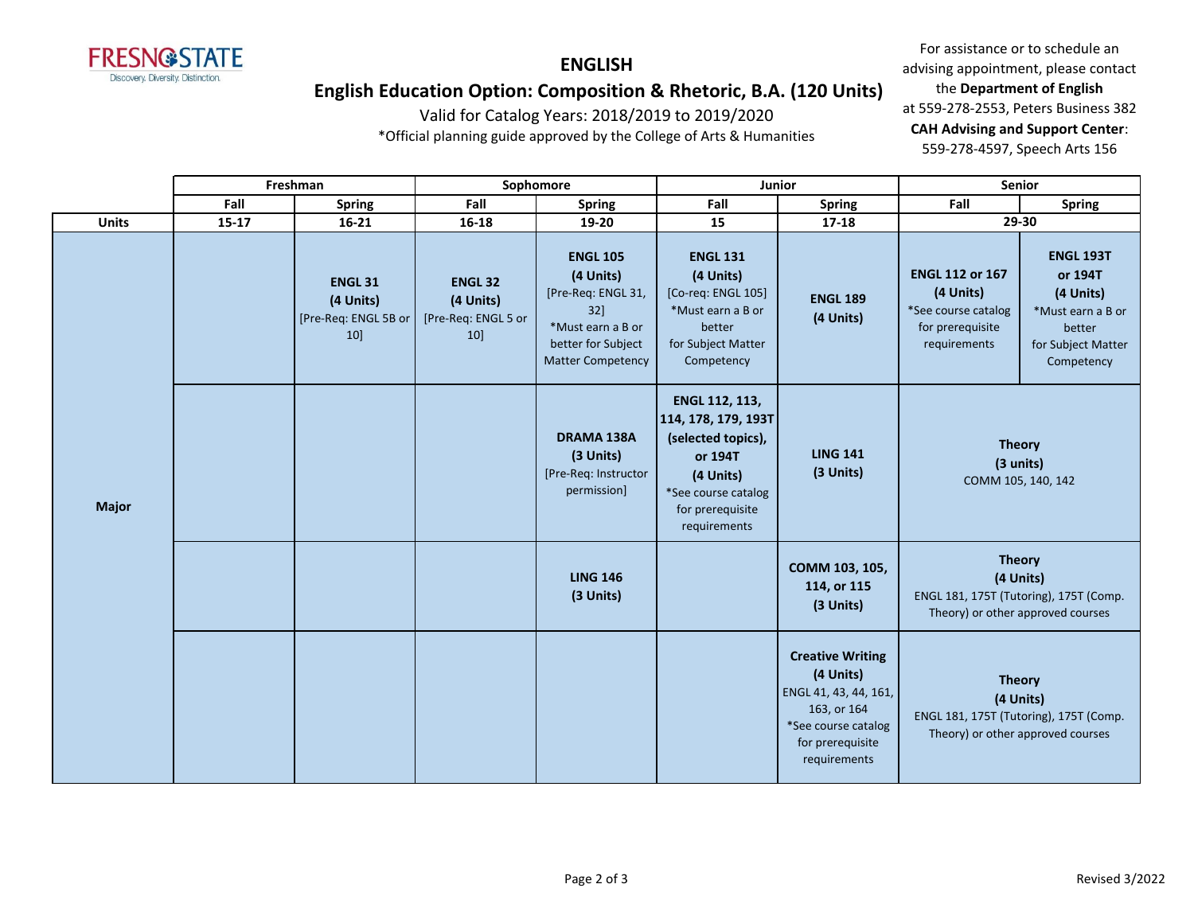# ENGLISH

## English Education Option: Composition & Rhetoric, B.A. (120 Units)

Valid for Catalog Years: 2018/2019 to 2019/2020

*Official planning guide approved by the College of Arts & Humanities

For assistance or to schedule an advising appointment, please contact the **Department of English** at 559-278-2553, Peters Business 382

**CAH Advising and Support Center**: 559-278-4597, Speech Arts 156

| | Freshman | | Sophomore | | Junior | | Senior | |
|---|---|---|---|---|---|---|---|---|
| | Fall | Spring | Fall | Spring | Fall | Spring | Fall | Spring |
| **Units** | **15-17** | **16-21** | **16-18** | **19-20** | **15** | **17-18** | **29-30** | |
| **Major** | | **ENGL 31** **(4 Units)** [Pre-Req: ENGL 5B or 10] | **ENGL 32** **(4 Units)** [Pre-Req: ENGL 5 or 10] | **ENGL 105** **(4 Units)** [Pre-Req: ENGL 31, 32] *Must earn a B or better for Subject Matter Competency | **ENGL 131** **(4 Units)** [Co-req: ENGL 105] *Must earn a B or better for Subject Matter Competency | **ENGL 189** **(4 Units)** | **ENGL 112 or 167** **(4 Units)** *See course catalog for prerequisite requirements | **ENGL 193T or 194T** **(4 Units)** *Must earn a B or better for Subject Matter Competency |
| | | | | **DRAMA 138A** **(3 Units)** [Pre-Req: Instructor permission] | **ENGL 112, 113, 114, 178, 179, 193T (selected topics), or 194T** **(4 Units)** *See course catalog for prerequisite requirements | **LING 141** **(3 Units)** | **Theory** **(3 units)** COMM 105, 140, 142 | |
| | | | | **LING 146** **(3 Units)** | | **COMM 103, 105, 114, or 115** **(3 Units)** | **Theory** **(4 Units)** ENGL 181, 175T (Tutoring), 175T (Comp. Theory) or other approved courses | |
| | | | | | | **Creative Writing** **(4 Units)** ENGL 41, 43, 44, 161, 163, or 164 *See course catalog for prerequisite requirements | **Theory** **(4 Units)** ENGL 181, 175T (Tutoring), 175T (Comp. Theory) or other approved courses | |

Revised 3/2022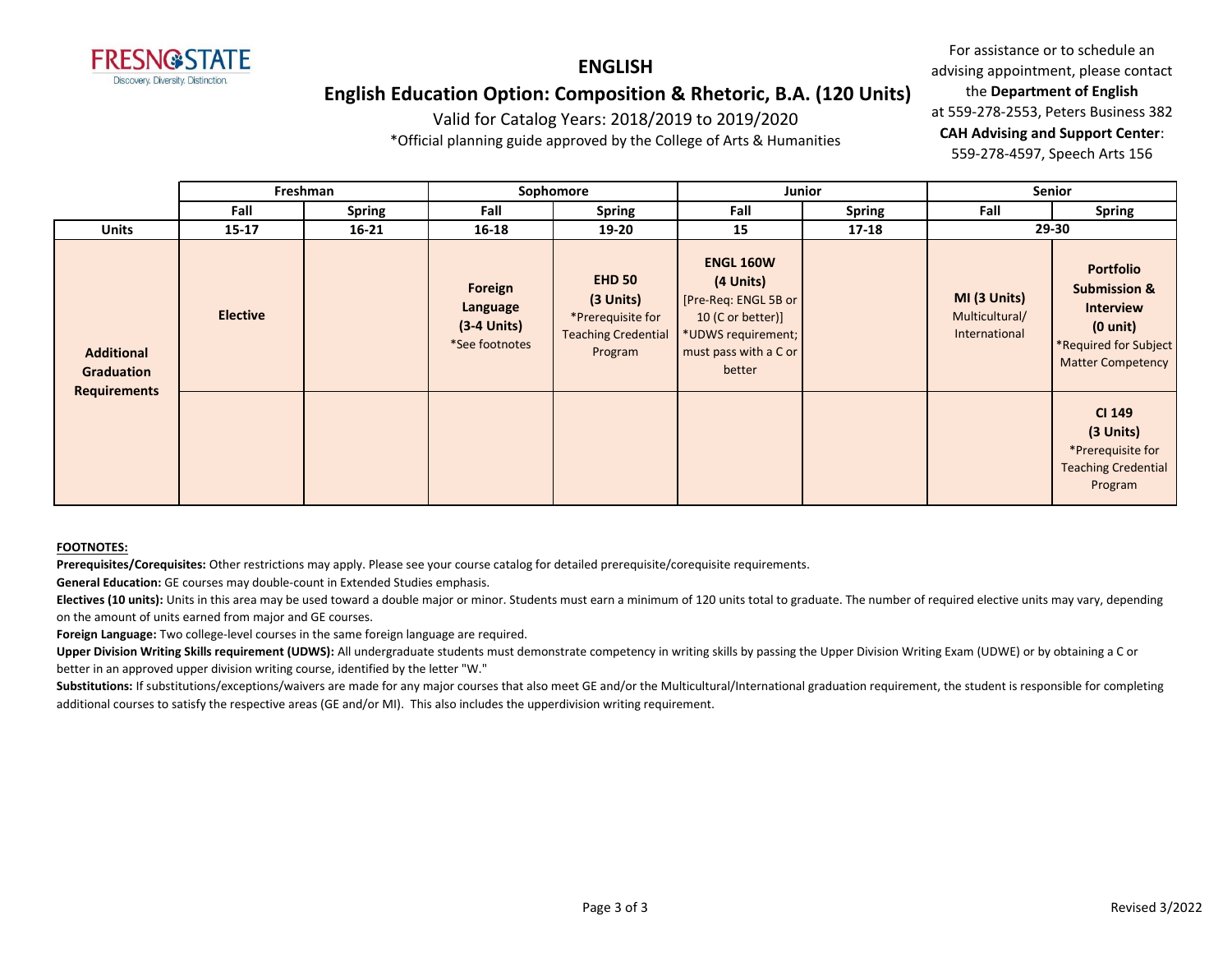# ENGLISH

## English Education Option: Composition & Rhetoric, B.A. (120 Units)

Valid for Catalog Years: 2018/2019 to 2019/2020

*Official planning guide approved by the College of Arts & Humanities

For assistance or to schedule an advising appointment, please contact the **Department of English** at 559-278-2553, Peters Business 382
**CAH Advising and Support Center**: 559-278-4597, Speech Arts 156

| | Freshman | | Sophomore | | Junior | | Senior | |
|---|---|---|---|---|---|---|---|---|
| | Fall | Spring | Fall | Spring | Fall | Spring | Fall | Spring |
| **Units** | 15-17 | 16-21 | 16-18 | 19-20 | 15 | 17-18 | 29-30 | |
| **Additional Graduation Requirements** | **Elective** | | **Foreign Language (3-4 Units)** *See footnotes | **EHD 50 (3 Units)** *Prerequisite for Teaching Credential Program | **ENGL 160W (4 Units)** [Pre-Req: ENGL 5B or 10 (C or better)] *UDWS requirement; must pass with a C or better | | **MI (3 Units)** Multicultural/ International | **Portfolio Submission & Interview (0 unit)** *Required for Subject Matter Competency |
| | | | | | | | | **CI 149 (3 Units)** *Prerequisite for Teaching Credential Program |

**FOOTNOTES:**

**Prerequisites/Corequisites:** Other restrictions may apply. Please see your course catalog for detailed prerequisite/corequisite requirements.

**General Education:** GE courses may double-count in Extended Studies emphasis.

**Electives (10 units):** Units in this area may be used toward a double major or minor. Students must earn a minimum of 120 units total to graduate. The number of required elective units may vary, depending on the amount of units earned from major and GE courses.

**Foreign Language:** Two college-level courses in the same foreign language are required.

**Upper Division Writing Skills requirement (UDWS):** All undergraduate students must demonstrate competency in writing skills by passing the Upper Division Writing Exam (UDWE) or by obtaining a C or better in an approved upper division writing course, identified by the letter "W."

**Substitutions:** If substitutions/exceptions/waivers are made for any major courses that also meet GE and/or the Multicultural/International graduation requirement, the student is responsible for completing additional courses to satisfy the respective areas (GE and/or MI). This also includes the upperdivision writing requirement.

Revised 3/2022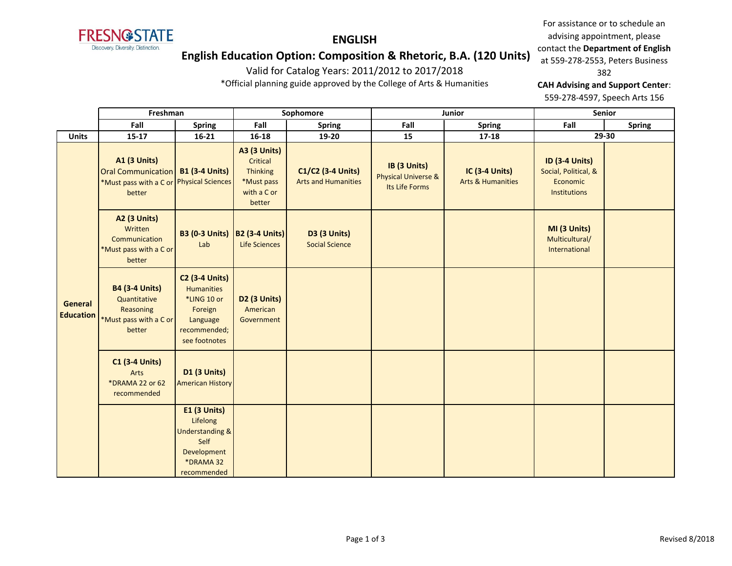# ENGLISH

## English Education Option: Composition & Rhetoric, B.A. (120 Units)

Valid for Catalog Years: 2011/2012 to 2017/2018

*Official planning guide approved by the College of Arts & Humanities

For assistance or to schedule an advising appointment, please contact the **Department of English** at 559-278-2553, Peters Business 382

**CAH Advising and Support Center**: 559-278-4597, Speech Arts 156

| | Freshman | | Sophomore | | Junior | | Senior | |
|---|---|---|---|---|---|---|---|---|
| | **Fall** | **Spring** | **Fall** | **Spring** | **Fall** | **Spring** | **Fall** | **Spring** |
| **Units** | **15-17** | **16-21** | **16-18** | **19-20** | **15** | **17-18** | **29-30** | |
| **General Education** | **A1 (3 Units)** Oral Communication *Must pass with a C or better | **B1 (3-4 Units)** Physical Sciences | **A3 (3 Units)** Critical Thinking *Must pass with a C or better | **C1/C2 (3-4 Units)** Arts and Humanities | **IB (3 Units)** Physical Universe & Its Life Forms | **IC (3-4 Units)** Arts & Humanities | **ID (3-4 Units)** Social, Political, & Economic Institutions | |
| | **A2 (3 Units)** Written Communication *Must pass with a C or better | **B3 (0-3 Units)** Lab | **B2 (3-4 Units)** Life Sciences | **D3 (3 Units)** Social Science | | | **MI (3 Units)** Multicultural/ International | |
| | **B4 (3-4 Units)** Quantitative Reasoning *Must pass with a C or better | **C2 (3-4 Units)** Humanities *LING 10 or Foreign Language recommended; see footnotes | **D2 (3 Units)** American Government | | | | | |
| | **C1 (3-4 Units)** Arts *DRAMA 22 or 62 recommended | **D1 (3 Units)** American History | | | | | | |
| | | **E1 (3 Units)** Lifelong Understanding & Self Development *DRAMA 32 recommended | | | | | | |

Revised 8/2018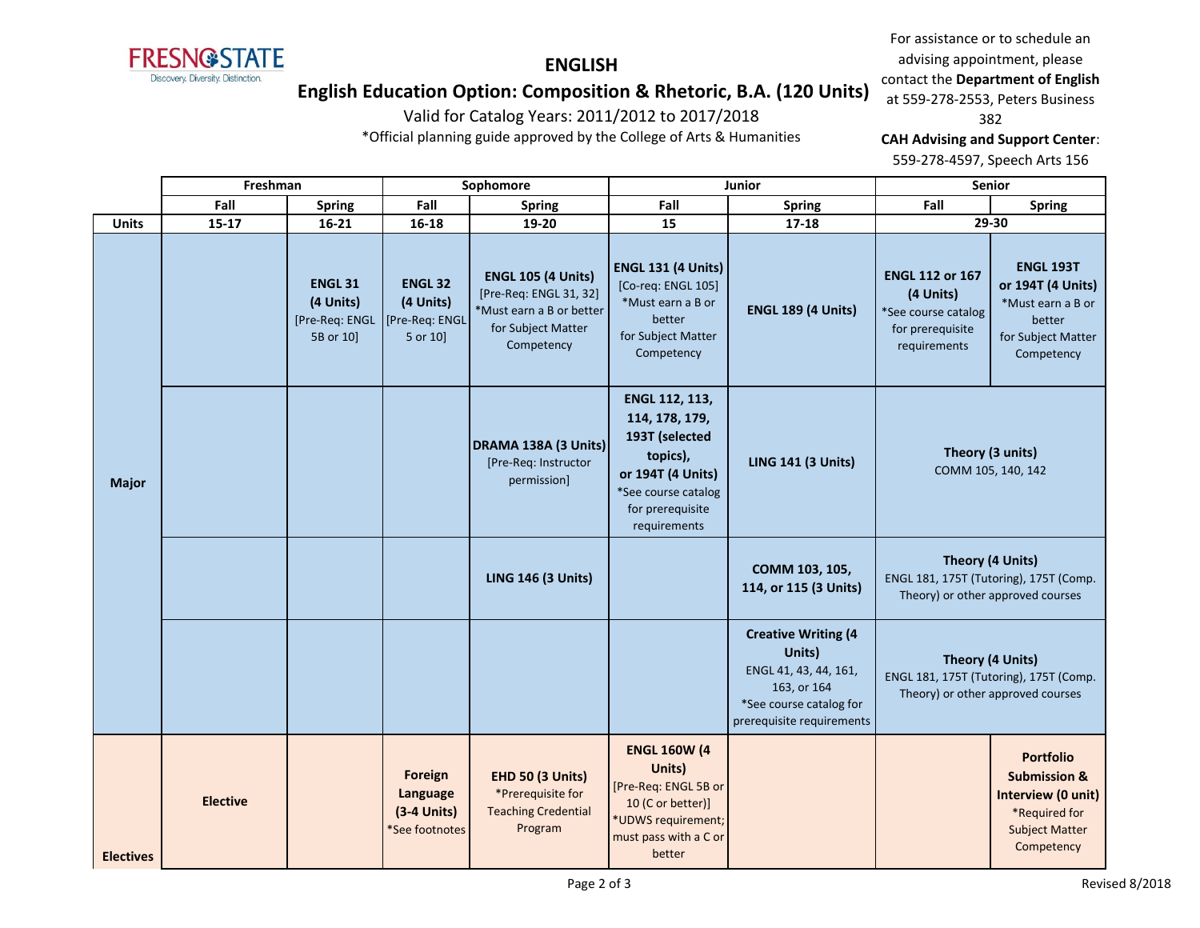# ENGLISH

## English Education Option: Composition & Rhetoric, B.A. (120 Units)

Valid for Catalog Years: 2011/2012 to 2017/2018

*Official planning guide approved by the College of Arts & Humanities

For assistance or to schedule an advising appointment, please contact the **Department of English** at 559-278-2553, Peters Business 382

**CAH Advising and Support Center**: 559-278-4597, Speech Arts 156

| | Freshman | | Sophomore | | Junior | | Senior | |
|---|---|---|---|---|---|---|---|---|
| | Fall | Spring | Fall | Spring | Fall | Spring | Fall | Spring |
| **Units** | 15-17 | 16-21 | 16-18 | 19-20 | 15 | 17-18 | 29-30 | |
| **Major** | | **ENGL 31 (4 Units)** [Pre-Req: ENGL 5B or 10] | **ENGL 32 (4 Units)** [Pre-Req: ENGL 5 or 10] | **ENGL 105 (4 Units)** [Pre-Req: ENGL 31, 32] *Must earn a B or better for Subject Matter Competency | **ENGL 131 (4 Units)** [Co-req: ENGL 105] *Must earn a B or better for Subject Matter Competency | **ENGL 189 (4 Units)** | **ENGL 112 or 167 (4 Units)** *See course catalog for prerequisite requirements | **ENGL 193T or 194T (4 Units)** *Must earn a B or better for Subject Matter Competency |
| | | | | **DRAMA 138A (3 Units)** [Pre-Req: Instructor permission] | **ENGL 112, 113, 114, 178, 179, 193T (selected topics), or 194T (4 Units)** *See course catalog for prerequisite requirements | **LING 141 (3 Units)** | **Theory (3 units)** COMM 105, 140, 142 | |
| | | | | **LING 146 (3 Units)** | | **COMM 103, 105, 114, or 115 (3 Units)** | **Theory (4 Units)** ENGL 181, 175T (Tutoring), 175T (Comp. Theory) or other approved courses | |
| | | | | | | **Creative Writing (4 Units)** ENGL 41, 43, 44, 161, 163, or 164 *See course catalog for prerequisite requirements | **Theory (4 Units)** ENGL 181, 175T (Tutoring), 175T (Comp. Theory) or other approved courses | |
| **Electives** | **Elective** | | **Foreign Language (3-4 Units)** *See footnotes | **EHD 50 (3 Units)** *Prerequisite for Teaching Credential Program | **ENGL 160W (4 Units)** [Pre-Req: ENGL 5B or 10 (C or better)] *UDWS requirement; must pass with a C or better | | | **Portfolio Submission & Interview (0 unit)** *Required for Subject Matter Competency |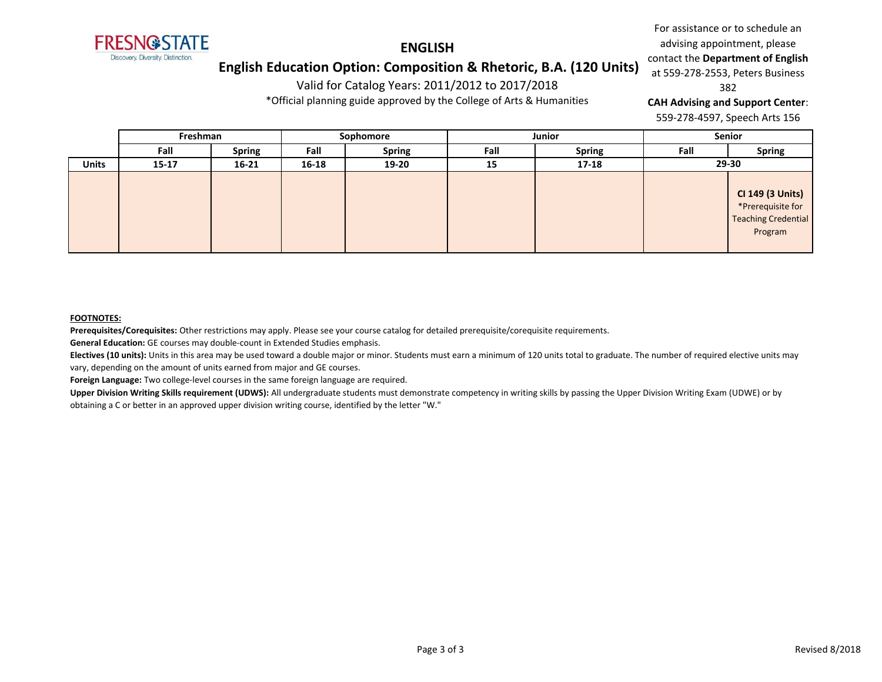# ENGLISH

## English Education Option: Composition & Rhetoric, B.A. (120 Units)

Valid for Catalog Years: 2011/2012 to 2017/2018

*Official planning guide approved by the College of Arts & Humanities

For assistance or to schedule an advising appointment, please contact the **Department of English** at 559-278-2553, Peters Business 382

**CAH Advising and Support Center**: 559-278-4597, Speech Arts 156

| | Freshman | | Sophomore | | Junior | | Senior | |
|---|---|---|---|---|---|---|---|---|
| | **Fall** | **Spring** | **Fall** | **Spring** | **Fall** | **Spring** | **Fall** | **Spring** |
| **Units** | **15-17** | **16-21** | **16-18** | **19-20** | **15** | **17-18** | **29-30** | |
| | | | | | | | | **CI 149 (3 Units)** *Prerequisite for Teaching Credential Program |

**FOOTNOTES:**

**Prerequisites/Corequisites:** Other restrictions may apply. Please see your course catalog for detailed prerequisite/corequisite requirements.

**General Education:** GE courses may double-count in Extended Studies emphasis.

**Electives (10 units):** Units in this area may be used toward a double major or minor. Students must earn a minimum of 120 units total to graduate. The number of required elective units may vary, depending on the amount of units earned from major and GE courses.

**Foreign Language:** Two college-level courses in the same foreign language are required.

**Upper Division Writing Skills requirement (UDWS):** All undergraduate students must demonstrate competency in writing skills by passing the Upper Division Writing Exam (UDWE) or by obtaining a C or better in an approved upper division writing course, identified by the letter "W."

Revised 8/2018